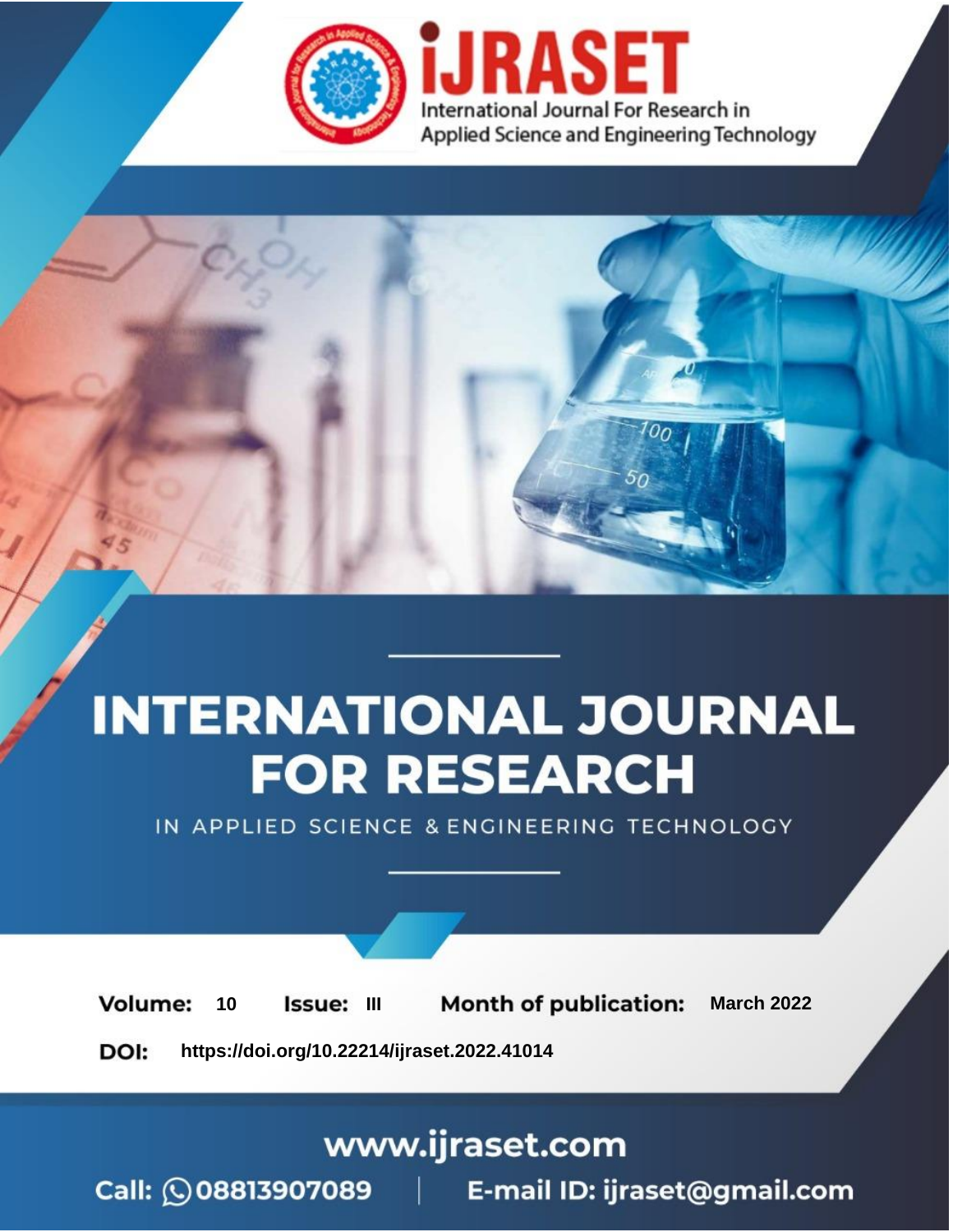# INTERNATIONAL JOURNAL FOR RESEARCH

IN APPLIED SCIENCE & ENGINEERING TECHNOLOGY

**Volume:** 10 **Issue:** III **Month of publication:** March 2022

**DOI:** https://doi.org/10.22214/ijraset.2022.41014

www.ijraset.com

Call: 08813907089 | E-mail ID: ijraset@gmail.com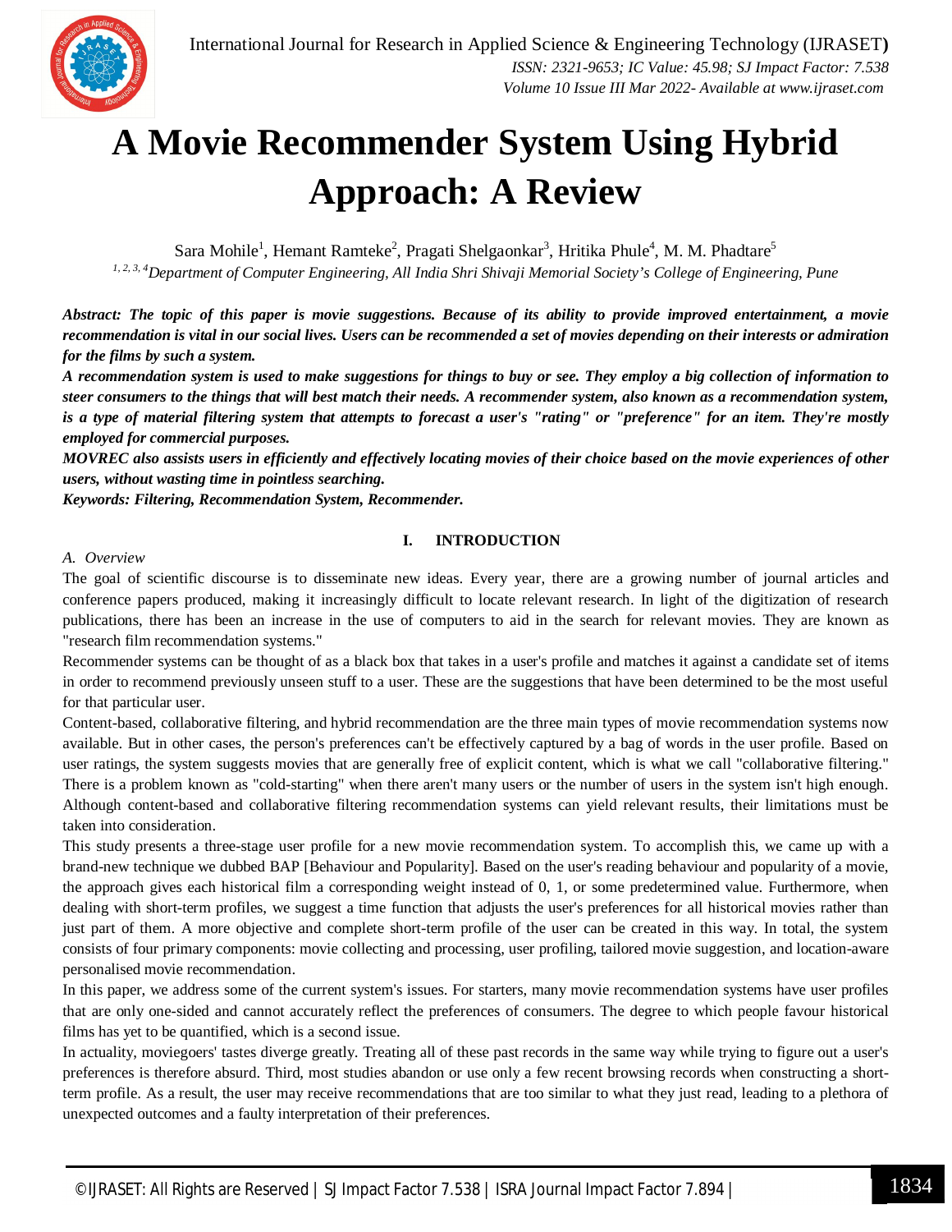# A Movie Recommender System Using Hybrid Approach: A Review

Sara Mohile[1], Hemant Ramteke[2], Pragati Shelgaonkar[3], Hritika Phule[4], M. M. Phadtare[5]

[1, 2, 3, 4]*Department of Computer Engineering, All India Shri Shivaji Memorial Society's College of Engineering, Pune*

***Abstract:** The topic of this paper is movie suggestions. Because of its ability to provide improved entertainment, a movie recommendation is vital in our social lives. Users can be recommended a set of movies depending on their interests or admiration for the films by such a system.*

***A recommendation system is used to make suggestions for things to buy or see. They employ a big collection of information to steer consumers to the things that will best match their needs. A recommender system, also known as a recommendation system, is a type of material filtering system that attempts to forecast a user's "rating" or "preference" for an item. They're mostly employed for commercial purposes.***

***MOVREC also assists users in efficiently and effectively locating movies of their choice based on the movie experiences of other users, without wasting time in pointless searching.***

***Keywords: Filtering, Recommendation System, Recommender.***

## I. INTRODUCTION

### A. Overview

The goal of scientific discourse is to disseminate new ideas. Every year, there are a growing number of journal articles and conference papers produced, making it increasingly difficult to locate relevant research. In light of the digitization of research publications, there has been an increase in the use of computers to aid in the search for relevant movies. They are known as "research film recommendation systems."

Recommender systems can be thought of as a black box that takes in a user's profile and matches it against a candidate set of items in order to recommend previously unseen stuff to a user. These are the suggestions that have been determined to be the most useful for that particular user.

Content-based, collaborative filtering, and hybrid recommendation are the three main types of movie recommendation systems now available. But in other cases, the person's preferences can't be effectively captured by a bag of words in the user profile. Based on user ratings, the system suggests movies that are generally free of explicit content, which is what we call "collaborative filtering." There is a problem known as "cold-starting" when there aren't many users or the number of users in the system isn't high enough. Although content-based and collaborative filtering recommendation systems can yield relevant results, their limitations must be taken into consideration.

This study presents a three-stage user profile for a new movie recommendation system. To accomplish this, we came up with a brand-new technique we dubbed BAP [Behaviour and Popularity]. Based on the user's reading behaviour and popularity of a movie, the approach gives each historical film a corresponding weight instead of 0, 1, or some predetermined value. Furthermore, when dealing with short-term profiles, we suggest a time function that adjusts the user's preferences for all historical movies rather than just part of them. A more objective and complete short-term profile of the user can be created in this way. In total, the system consists of four primary components: movie collecting and processing, user profiling, tailored movie suggestion, and location-aware personalised movie recommendation.

In this paper, we address some of the current system's issues. For starters, many movie recommendation systems have user profiles that are only one-sided and cannot accurately reflect the preferences of consumers. The degree to which people favour historical films has yet to be quantified, which is a second issue.

In actuality, moviegoers' tastes diverge greatly. Treating all of these past records in the same way while trying to figure out a user's preferences is therefore absurd. Third, most studies abandon or use only a few recent browsing records when constructing a short-term profile. As a result, the user may receive recommendations that are too similar to what they just read, leading to a plethora of unexpected outcomes and a faulty interpretation of their preferences.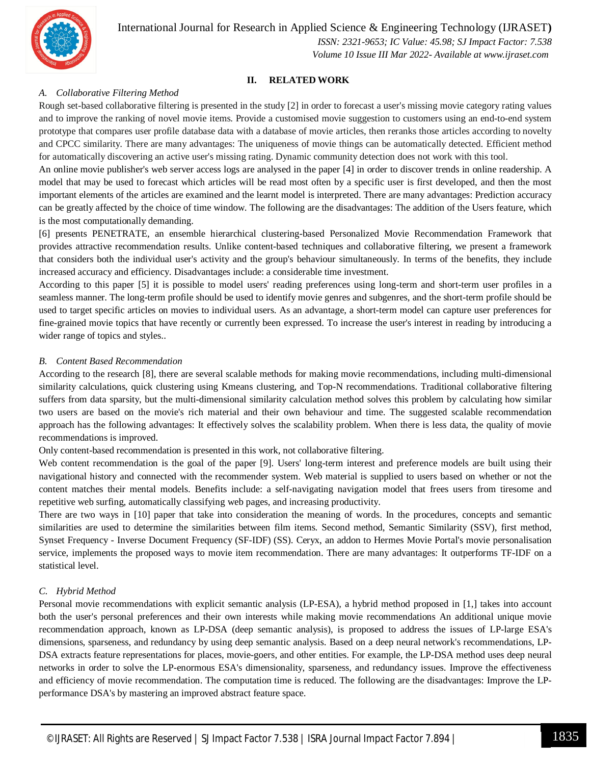## II. RELATED WORK

### *A. Collaborative Filtering Method*

Rough set-based collaborative filtering is presented in the study [2] in order to forecast a user's missing movie category rating values and to improve the ranking of novel movie items. Provide a customised movie suggestion to customers using an end-to-end system prototype that compares user profile database data with a database of movie articles, then reranks those articles according to novelty and CPCC similarity. There are many advantages: The uniqueness of movie things can be automatically detected. Efficient method for automatically discovering an active user's missing rating. Dynamic community detection does not work with this tool.

An online movie publisher's web server access logs are analysed in the paper [4] in order to discover trends in online readership. A model that may be used to forecast which articles will be read most often by a specific user is first developed, and then the most important elements of the articles are examined and the learnt model is interpreted. There are many advantages: Prediction accuracy can be greatly affected by the choice of time window. The following are the disadvantages: The addition of the Users feature, which is the most computationally demanding.

[6] presents PENETRATE, an ensemble hierarchical clustering-based Personalized Movie Recommendation Framework that provides attractive recommendation results. Unlike content-based techniques and collaborative filtering, we present a framework that considers both the individual user's activity and the group's behaviour simultaneously. In terms of the benefits, they include increased accuracy and efficiency. Disadvantages include: a considerable time investment.

According to this paper [5] it is possible to model users' reading preferences using long-term and short-term user profiles in a seamless manner. The long-term profile should be used to identify movie genres and subgenres, and the short-term profile should be used to target specific articles on movies to individual users. As an advantage, a short-term model can capture user preferences for fine-grained movie topics that have recently or currently been expressed. To increase the user's interest in reading by introducing a wider range of topics and styles..

### *B. Content Based Recommendation*

According to the research [8], there are several scalable methods for making movie recommendations, including multi-dimensional similarity calculations, quick clustering using Kmeans clustering, and Top-N recommendations. Traditional collaborative filtering suffers from data sparsity, but the multi-dimensional similarity calculation method solves this problem by calculating how similar two users are based on the movie's rich material and their own behaviour and time. The suggested scalable recommendation approach has the following advantages: It effectively solves the scalability problem. When there is less data, the quality of movie recommendations is improved.

Only content-based recommendation is presented in this work, not collaborative filtering.

Web content recommendation is the goal of the paper [9]. Users' long-term interest and preference models are built using their navigational history and connected with the recommender system. Web material is supplied to users based on whether or not the content matches their mental models. Benefits include: a self-navigating navigation model that frees users from tiresome and repetitive web surfing, automatically classifying web pages, and increasing productivity.

There are two ways in [10] paper that take into consideration the meaning of words. In the procedures, concepts and semantic similarities are used to determine the similarities between film items. Second method, Semantic Similarity (SSV), first method, Synset Frequency - Inverse Document Frequency (SF-IDF) (SS). Ceryx, an addon to Hermes Movie Portal's movie personalisation service, implements the proposed ways to movie item recommendation. There are many advantages: It outperforms TF-IDF on a statistical level.

### *C. Hybrid Method*

Personal movie recommendations with explicit semantic analysis (LP-ESA), a hybrid method proposed in [1,] takes into account both the user's personal preferences and their own interests while making movie recommendations An additional unique movie recommendation approach, known as LP-DSA (deep semantic analysis), is proposed to address the issues of LP-large ESA's dimensions, sparseness, and redundancy by using deep semantic analysis. Based on a deep neural network's recommendations, LP-DSA extracts feature representations for places, movie-goers, and other entities. For example, the LP-DSA method uses deep neural networks in order to solve the LP-enormous ESA's dimensionality, sparseness, and redundancy issues. Improve the effectiveness and efficiency of movie recommendation. The computation time is reduced. The following are the disadvantages: Improve the LP-performance DSA's by mastering an improved abstract feature space.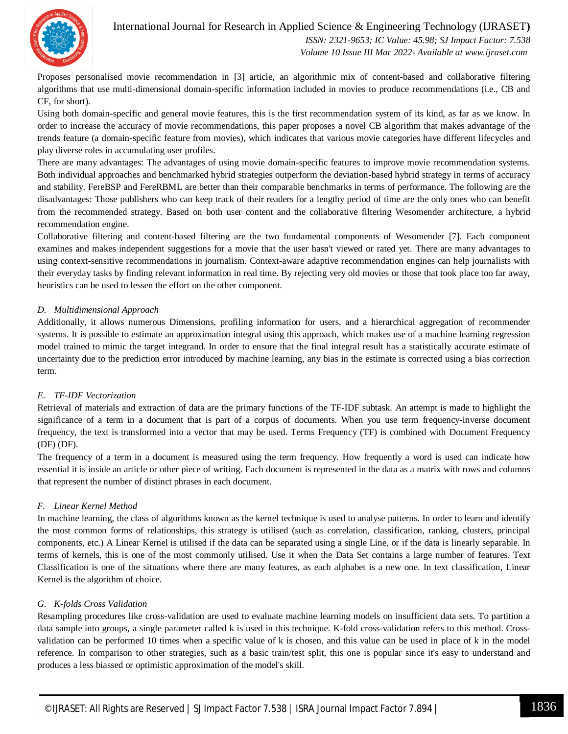Proposes personalised movie recommendation in [3] article, an algorithmic mix of content-based and collaborative filtering algorithms that use multi-dimensional domain-specific information included in movies to produce recommendations (i.e., CB and CF, for short).

Using both domain-specific and general movie features, this is the first recommendation system of its kind, as far as we know. In order to increase the accuracy of movie recommendations, this paper proposes a novel CB algorithm that makes advantage of the trends feature (a domain-specific feature from movies), which indicates that various movie categories have different lifecycles and play diverse roles in accumulating user profiles.

There are many advantages: The advantages of using movie domain-specific features to improve movie recommendation systems. Both individual approaches and benchmarked hybrid strategies outperform the deviation-based hybrid strategy in terms of accuracy and stability. FereBSP and FereRBML are better than their comparable benchmarks in terms of performance. The following are the disadvantages: Those publishers who can keep track of their readers for a lengthy period of time are the only ones who can benefit from the recommended strategy. Based on both user content and the collaborative filtering Wesomender architecture, a hybrid recommendation engine.

Collaborative filtering and content-based filtering are the two fundamental components of Wesomender [7]. Each component examines and makes independent suggestions for a movie that the user hasn't viewed or rated yet. There are many advantages to using context-sensitive recommendations in journalism. Context-aware adaptive recommendation engines can help journalists with their everyday tasks by finding relevant information in real time. By rejecting very old movies or those that took place too far away, heuristics can be used to lessen the effort on the other component.

### *D. Multidimensional Approach*

Additionally, it allows numerous Dimensions, profiling information for users, and a hierarchical aggregation of recommender systems. It is possible to estimate an approximation integral using this approach, which makes use of a machine learning regression model trained to mimic the target integrand. In order to ensure that the final integral result has a statistically accurate estimate of uncertainty due to the prediction error introduced by machine learning, any bias in the estimate is corrected using a bias correction term.

### *E. TF-IDF Vectorization*

Retrieval of materials and extraction of data are the primary functions of the TF-IDF subtask. An attempt is made to highlight the significance of a term in a document that is part of a corpus of documents. When you use term frequency-inverse document frequency, the text is transformed into a vector that may be used. Terms Frequency (TF) is combined with Document Frequency (DF) (DF).

The frequency of a term in a document is measured using the term frequency. How frequently a word is used can indicate how essential it is inside an article or other piece of writing. Each document is represented in the data as a matrix with rows and columns that represent the number of distinct phrases in each document.

### *F. Linear Kernel Method*

In machine learning, the class of algorithms known as the kernel technique is used to analyse patterns. In order to learn and identify the most common forms of relationships, this strategy is utilised (such as correlation, classification, ranking, clusters, principal components, etc.) A Linear Kernel is utilised if the data can be separated using a single Line, or if the data is linearly separable. In terms of kernels, this is one of the most commonly utilised. Use it when the Data Set contains a large number of features. Text Classification is one of the situations where there are many features, as each alphabet is a new one. In text classification, Linear Kernel is the algorithm of choice.

### *G. K-folds Cross Validation*

Resampling procedures like cross-validation are used to evaluate machine learning models on insufficient data sets. To partition a data sample into groups, a single parameter called k is used in this technique. K-fold cross-validation refers to this method. Cross-validation can be performed 10 times when a specific value of k is chosen, and this value can be used in place of k in the model reference. In comparison to other strategies, such as a basic train/test split, this one is popular since it's easy to understand and produces a less biassed or optimistic approximation of the model's skill.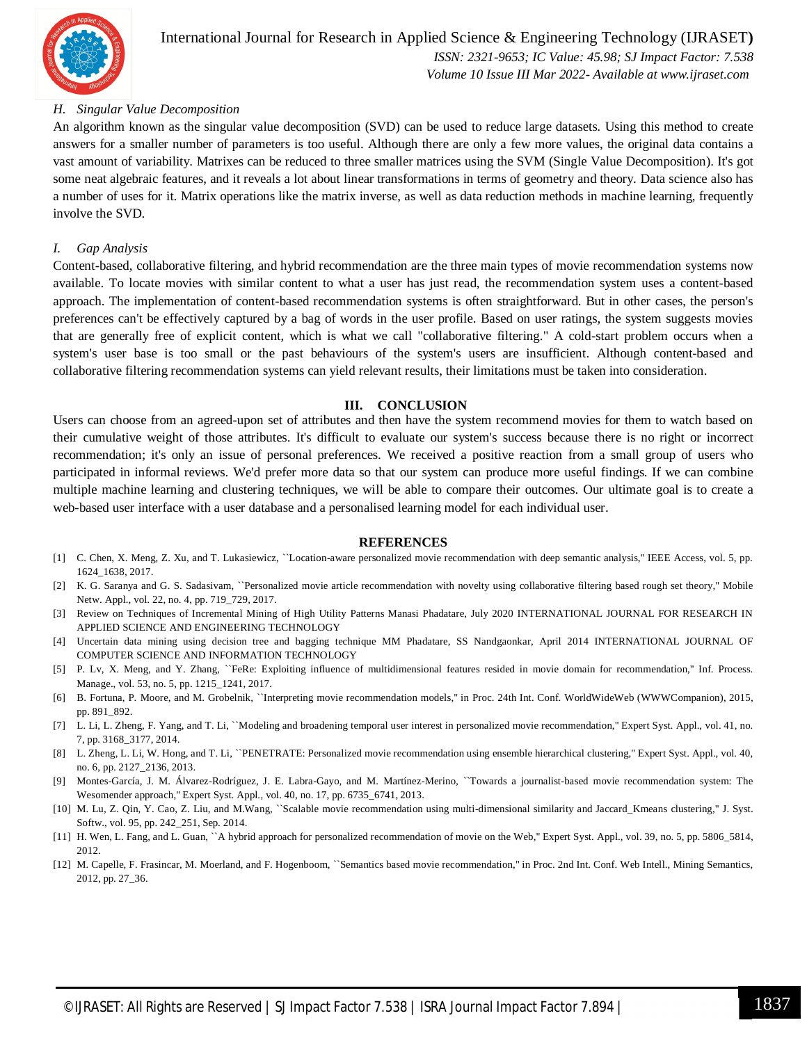### H. *Singular Value Decomposition*

An algorithm known as the singular value decomposition (SVD) can be used to reduce large datasets. Using this method to create answers for a smaller number of parameters is too useful. Although there are only a few more values, the original data contains a vast amount of variability. Matrixes can be reduced to three smaller matrices using the SVM (Single Value Decomposition). It's got some neat algebraic features, and it reveals a lot about linear transformations in terms of geometry and theory. Data science also has a number of uses for it. Matrix operations like the matrix inverse, as well as data reduction methods in machine learning, frequently involve the SVD.

### I. *Gap Analysis*

Content-based, collaborative filtering, and hybrid recommendation are the three main types of movie recommendation systems now available. To locate movies with similar content to what a user has just read, the recommendation system uses a content-based approach. The implementation of content-based recommendation systems is often straightforward. But in other cases, the person's preferences can't be effectively captured by a bag of words in the user profile. Based on user ratings, the system suggests movies that are generally free of explicit content, which is what we call "collaborative filtering." A cold-start problem occurs when a system's user base is too small or the past behaviours of the system's users are insufficient. Although content-based and collaborative filtering recommendation systems can yield relevant results, their limitations must be taken into consideration.

## III. CONCLUSION

Users can choose from an agreed-upon set of attributes and then have the system recommend movies for them to watch based on their cumulative weight of those attributes. It's difficult to evaluate our system's success because there is no right or incorrect recommendation; it's only an issue of personal preferences. We received a positive reaction from a small group of users who participated in informal reviews. We'd prefer more data so that our system can produce more useful findings. If we can combine multiple machine learning and clustering techniques, we will be able to compare their outcomes. Our ultimate goal is to create a web-based user interface with a user database and a personalised learning model for each individual user.

## REFERENCES

[1] C. Chen, X. Meng, Z. Xu, and T. Lukasiewicz, ``Location-aware personalized movie recommendation with deep semantic analysis,'' IEEE Access, vol. 5, pp. 1624_1638, 2017.

[2] K. G. Saranya and G. S. Sadasivam, ``Personalized movie article recommendation with novelty using collaborative filtering based rough set theory,'' Mobile Netw. Appl., vol. 22, no. 4, pp. 719_729, 2017.

[3] Review on Techniques of Incremental Mining of High Utility Patterns Manasi Phadatare, July 2020 INTERNATIONAL JOURNAL FOR RESEARCH IN APPLIED SCIENCE AND ENGINEERING TECHNOLOGY

[4] Uncertain data mining using decision tree and bagging technique MM Phadatare, SS Nandgaonkar, April 2014 INTERNATIONAL JOURNAL OF COMPUTER SCIENCE AND INFORMATION TECHNOLOGY

[5] P. Lv, X. Meng, and Y. Zhang, ``FeRe: Exploiting influence of multidimensional features resided in movie domain for recommendation,'' Inf. Process. Manage., vol. 53, no. 5, pp. 1215_1241, 2017.

[6] B. Fortuna, P. Moore, and M. Grobelnik, ``Interpreting movie recommendation models,'' in Proc. 24th Int. Conf. WorldWideWeb (WWWCompanion), 2015, pp. 891_892.

[7] L. Li, L. Zheng, F. Yang, and T. Li, ``Modeling and broadening temporal user interest in personalized movie recommendation,'' Expert Syst. Appl., vol. 41, no. 7, pp. 3168_3177, 2014.

[8] L. Zheng, L. Li, W. Hong, and T. Li, ``PENETRATE: Personalized movie recommendation using ensemble hierarchical clustering,'' Expert Syst. Appl., vol. 40, no. 6, pp. 2127_2136, 2013.

[9] Montes-García, J. M. Álvarez-Rodríguez, J. E. Labra-Gayo, and M. Martínez-Merino, ``Towards a journalist-based movie recommendation system: The Wesomender approach,'' Expert Syst. Appl., vol. 40, no. 17, pp. 6735_6741, 2013.

[10] M. Lu, Z. Qin, Y. Cao, Z. Liu, and M.Wang, ``Scalable movie recommendation using multi-dimensional similarity and Jaccard_Kmeans clustering,'' J. Syst. Softw., vol. 95, pp. 242_251, Sep. 2014.

[11] H. Wen, L. Fang, and L. Guan, ``A hybrid approach for personalized recommendation of movie on the Web,'' Expert Syst. Appl., vol. 39, no. 5, pp. 5806_5814, 2012.

[12] M. Capelle, F. Frasincar, M. Moerland, and F. Hogenboom, ``Semantics based movie recommendation,'' in Proc. 2nd Int. Conf. Web Intell., Mining Semantics, 2012, pp. 27_36.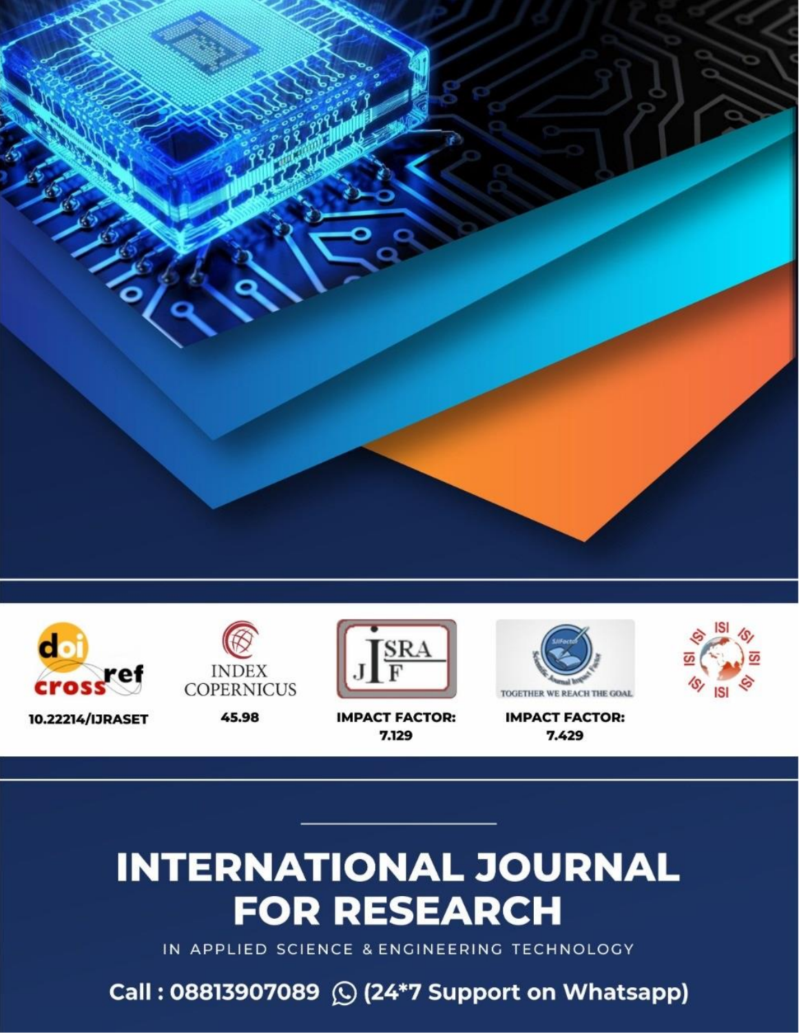10.22214/IJRASET

INDEX COPERNICUS

45.98

IMPACT FACTOR: 7.129

TOGETHER WE REACH THE GOAL

IMPACT FACTOR: 7.429

# INTERNATIONAL JOURNAL FOR RESEARCH

IN APPLIED SCIENCE & ENGINEERING TECHNOLOGY

Call : 08813907089 (24*7 Support on Whatsapp)